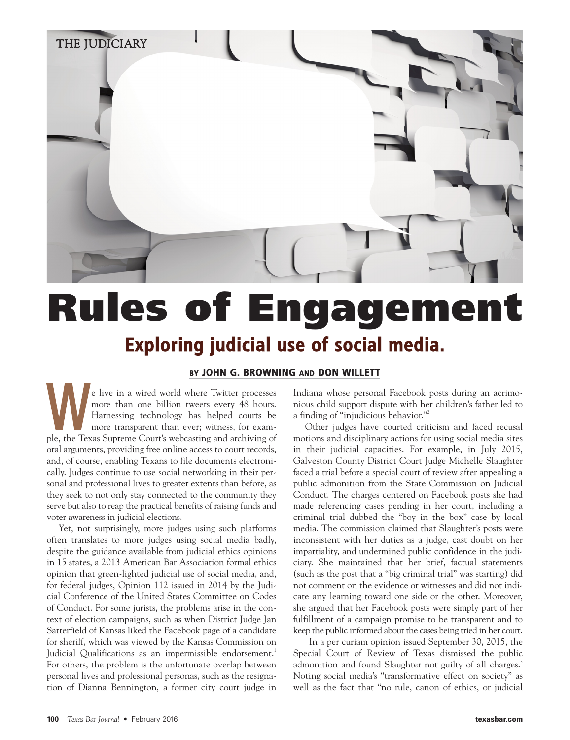THE JUDICIARY

# Rules of Engagement

## Exploring judicial use of social media.

BY JOHN G. BROWNING AND DON WILLETT

We live in a wired world where Twitter processes more than one billion tweets every 48 hours. Harnessing technology has helped courts be more transparent than ever; witness, for example, the Texas Supreme Court's webcasting and archiving of oral arguments, providing free online access to court records, and, of course, enabling Texans to file documents electronically. Judges continue to use social networking in their personal and professional lives to greater extents than before, as they seek to not only stay connected to the community they serve but also to reap the practical benefits of raising funds and voter awareness in judicial elections.

Yet, not surprisingly, more judges using such platforms often translates to more judges using social media badly, despite the guidance available from judicial ethics opinions in 15 states, a 2013 American Bar Association formal ethics opinion that green-lighted judicial use of social media, and, for federal judges, Opinion 112 issued in 2014 by the Judicial Conference of the United States Committee on Codes of Conduct. For some jurists, the problems arise in the context of election campaigns, such as when District Judge Jan Satterfield of Kansas liked the Facebook page of a candidate for sheriff, which was viewed by the Kansas Commission on Judicial Qualifications as an impermissible endorsement.[1] For others, the problem is the unfortunate overlap between personal lives and professional personas, such as the resignation of Dianna Bennington, a former city court judge in Indiana whose personal Facebook posts during an acrimonious child support dispute with her children's father led to a finding of "injudicious behavior."[2]

Other judges have courted criticism and faced recusal motions and disciplinary actions for using social media sites in their judicial capacities. For example, in July 2015, Galveston County District Court Judge Michelle Slaughter faced a trial before a special court of review after appealing a public admonition from the State Commission on Judicial Conduct. The charges centered on Facebook posts she had made referencing cases pending in her court, including a criminal trial dubbed the "boy in the box" case by local media. The commission claimed that Slaughter's posts were inconsistent with her duties as a judge, cast doubt on her impartiality, and undermined public confidence in the judiciary. She maintained that her brief, factual statements (such as the post that a "big criminal trial" was starting) did not comment on the evidence or witnesses and did not indicate any learning toward one side or the other. Moreover, she argued that her Facebook posts were simply part of her fulfillment of a campaign promise to be transparent and to keep the public informed about the cases being tried in her court.

In a per curiam opinion issued September 30, 2015, the Special Court of Review of Texas dismissed the public admonition and found Slaughter not guilty of all charges.[3] Noting social media's "transformative effect on society" as well as the fact that "no rule, canon of ethics, or judicial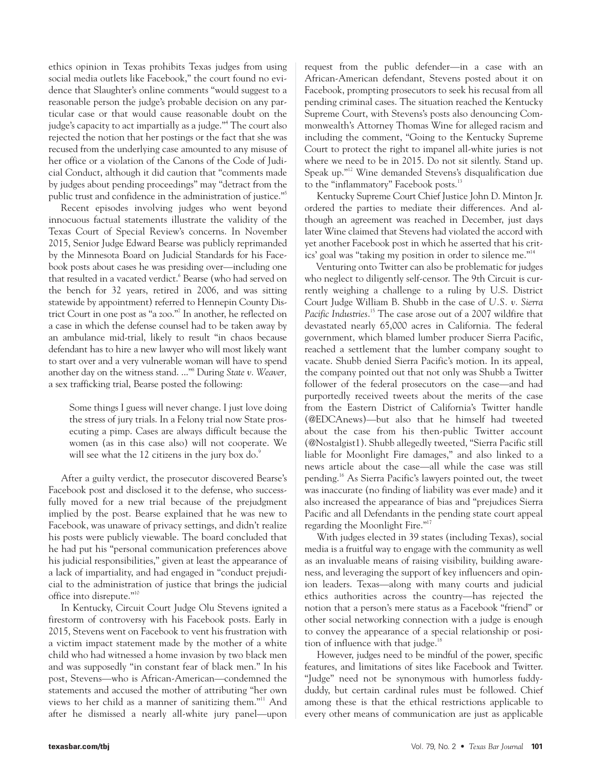ethics opinion in Texas prohibits Texas judges from using social media outlets like Facebook," the court found no evidence that Slaughter's online comments "would suggest to a reasonable person the judge's probable decision on any particular case or that would cause reasonable doubt on the judge's capacity to act impartially as a judge."[4] The court also rejected the notion that her postings or the fact that she was recused from the underlying case amounted to any misuse of her office or a violation of the Canons of the Code of Judicial Conduct, although it did caution that "comments made by judges about pending proceedings" may "detract from the public trust and confidence in the administration of justice."[5]

Recent episodes involving judges who went beyond innocuous factual statements illustrate the validity of the Texas Court of Special Review's concerns. In November 2015, Senior Judge Edward Bearse was publicly reprimanded by the Minnesota Board on Judicial Standards for his Facebook posts about cases he was presiding over—including one that resulted in a vacated verdict.[6] Bearse (who had served on the bench for 32 years, retired in 2006, and was sitting statewide by appointment) referred to Hennepin County District Court in one post as "a zoo."[7] In another, he reflected on a case in which the defense counsel had to be taken away by an ambulance mid-trial, likely to result "in chaos because defendant has to hire a new lawyer who will most likely want to start over and a very vulnerable woman will have to spend another day on the witness stand. ..."[8] During *State v. Weaver,* a sex trafficking trial, Bearse posted the following:

> Some things I guess will never change. I just love doing the stress of jury trials. In a Felony trial now State prosecuting a pimp. Cases are always difficult because the women (as in this case also) will not cooperate. We will see what the 12 citizens in the jury box do.[9]

After a guilty verdict, the prosecutor discovered Bearse's Facebook post and disclosed it to the defense, who successfully moved for a new trial because of the prejudgment implied by the post. Bearse explained that he was new to Facebook, was unaware of privacy settings, and didn't realize his posts were publicly viewable. The board concluded that he had put his "personal communication preferences above his judicial responsibilities," given at least the appearance of a lack of impartiality, and had engaged in "conduct prejudicial to the administration of justice that brings the judicial office into disrepute."[10]

In Kentucky, Circuit Court Judge Olu Stevens ignited a firestorm of controversy with his Facebook posts. Early in 2015, Stevens went on Facebook to vent his frustration with a victim impact statement made by the mother of a white child who had witnessed a home invasion by two black men and was supposedly "in constant fear of black men." In his post, Stevens—who is African-American—condemned the statements and accused the mother of attributing "her own views to her child as a manner of sanitizing them."[11] And after he dismissed a nearly all-white jury panel—upon request from the public defender—in a case with an African-American defendant, Stevens posted about it on Facebook, prompting prosecutors to seek his recusal from all pending criminal cases. The situation reached the Kentucky Supreme Court, with Stevens's posts also denouncing Commonwealth's Attorney Thomas Wine for alleged racism and including the comment, "Going to the Kentucky Supreme Court to protect the right to impanel all-white juries is not where we need to be in 2015. Do not sit silently. Stand up. Speak up."[12] Wine demanded Stevens's disqualification due to the "inflammatory" Facebook posts.[13]

Kentucky Supreme Court Chief Justice John D. Minton Jr. ordered the parties to mediate their differences. And although an agreement was reached in December, just days later Wine claimed that Stevens had violated the accord with yet another Facebook post in which he asserted that his critics' goal was "taking my position in order to silence me."[14]

Venturing onto Twitter can also be problematic for judges who neglect to diligently self-censor. The 9th Circuit is currently weighing a challenge to a ruling by U.S. District Court Judge William B. Shubb in the case of *U.S. v. Sierra Pacific Industries*.[15] The case arose out of a 2007 wildfire that devastated nearly 65,000 acres in California. The federal government, which blamed lumber producer Sierra Pacific, reached a settlement that the lumber company sought to vacate. Shubb denied Sierra Pacific's motion. In its appeal, the company pointed out that not only was Shubb a Twitter follower of the federal prosecutors on the case—and had purportedly received tweets about the merits of the case from the Eastern District of California's Twitter handle (@EDCAnews)—but also that he himself had tweeted about the case from his then-public Twitter account (@Nostalgist1). Shubb allegedly tweeted, "Sierra Pacific still liable for Moonlight Fire damages," and also linked to a news article about the case—all while the case was still pending.[16] As Sierra Pacific's lawyers pointed out, the tweet was inaccurate (no finding of liability was ever made) and it also increased the appearance of bias and "prejudices Sierra Pacific and all Defendants in the pending state court appeal regarding the Moonlight Fire."[17]

With judges elected in 39 states (including Texas), social media is a fruitful way to engage with the community as well as an invaluable means of raising visibility, building awareness, and leveraging the support of key influencers and opinion leaders. Texas—along with many courts and judicial ethics authorities across the country—has rejected the notion that a person's mere status as a Facebook "friend" or other social networking connection with a judge is enough to convey the appearance of a special relationship or position of influence with that judge.[18]

However, judges need to be mindful of the power, specific features, and limitations of sites like Facebook and Twitter. "Judge" need not be synonymous with humorless fuddy-duddy, but certain cardinal rules must be followed. Chief among these is that the ethical restrictions applicable to every other means of communication are just as applicable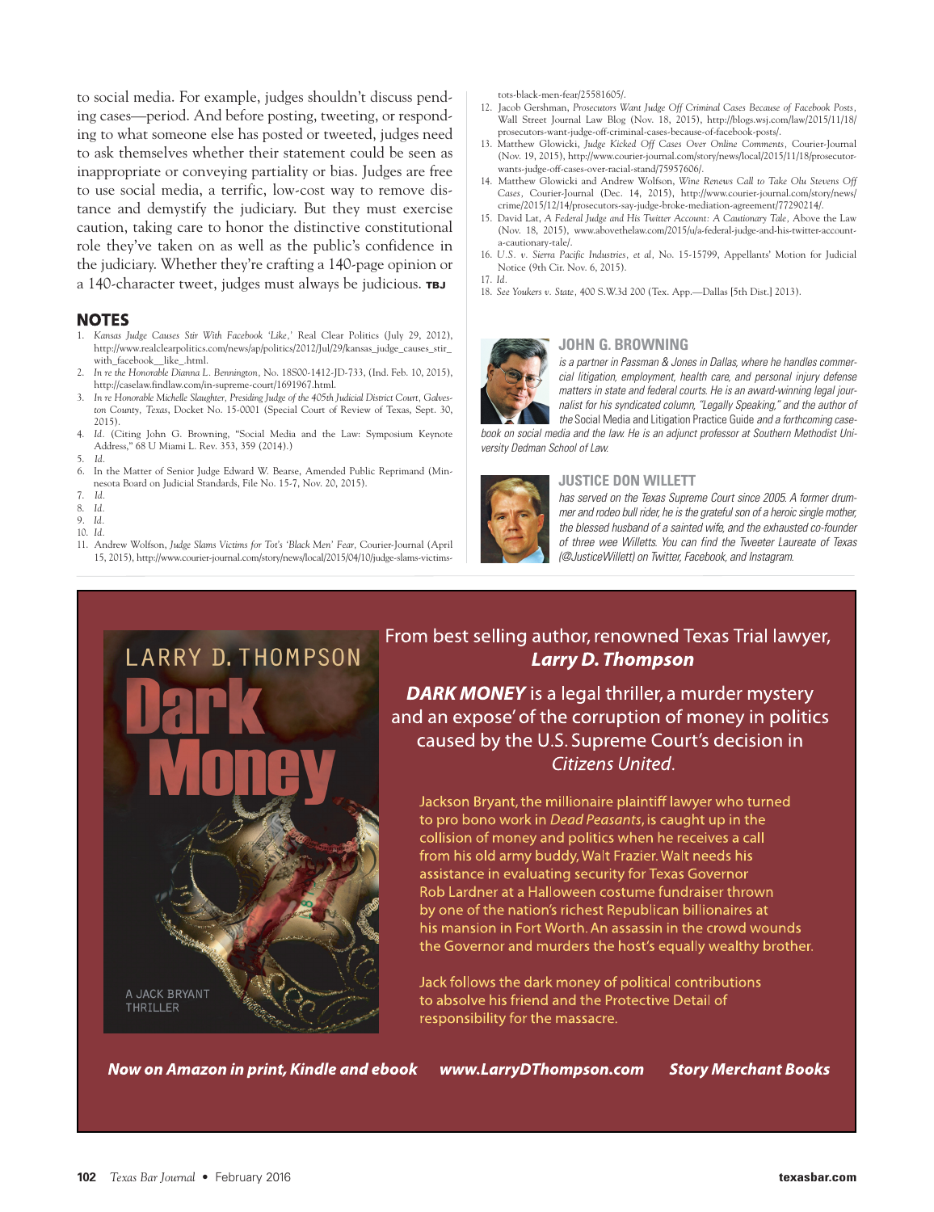to social media. For example, judges shouldn't discuss pending cases—period. And before posting, tweeting, or responding to what someone else has posted or tweeted, judges need to ask themselves whether their statement could be seen as inappropriate or conveying partiality or bias. Judges are free to use social media, a terrific, low-cost way to remove distance and demystify the judiciary. But they must exercise caution, taking care to honor the distinctive constitutional role they've taken on as well as the public's confidence in the judiciary. Whether they're crafting a 140-page opinion or a 140-character tweet, judges must always be judicious. **TBJ**

## NOTES

1. *Kansas Judge Causes Stir With Facebook 'Like,'* Real Clear Politics (July 29, 2012), http://www.realclearpolitics.com/news/ap/politics/2012/Jul/29/kansas_judge_causes_stir_with_facebook__like_.html.
2. *In re the Honorable Dianna L. Bennington*, No. 18S00-1412-JD-733, (Ind. Feb. 10, 2015), http://caselaw.findlaw.com/in-supreme-court/1691967.html.
3. *In re Honorable Michelle Slaughter, Presiding Judge of the 405th Judicial District Court, Galveston County, Texas*, Docket No. 15-0001 (Special Court of Review of Texas, Sept. 30, 2015).
4. *Id.* (Citing John G. Browning, "Social Media and the Law: Symposium Keynote Address," 68 U Miami L. Rev. 353, 359 (2014).)
5. *Id.*
6. In the Matter of Senior Judge Edward W. Bearse, Amended Public Reprimand (Minnesota Board on Judicial Standards, File No. 15-7, Nov. 20, 2015).
7. *Id.*
8. *Id.*
9. *Id.*
10. *Id.*
11. Andrew Wolfson, *Judge Slams Victims for Tot's 'Black Men' Fear*, Courier-Journal (April 15, 2015), http://www.courier-journal.com/story/news/local/2015/04/10/judge-slams-victims-tots-black-men-fear/25581605/.
12. Jacob Gershman, *Prosecutors Want Judge Off Criminal Cases Because of Facebook Posts*, Wall Street Journal Law Blog (Nov. 18, 2015), http://blogs.wsj.com/law/2015/11/18/prosecutors-want-judge-off-criminal-cases-because-of-facebook-posts/.
13. Matthew Glowicki, *Judge Kicked Off Cases Over Online Comments*, Courier-Journal (Nov. 19, 2015), http://www.courier-journal.com/story/news/local/2015/11/18/prosecutor-wants-judge-off-cases-over-racial-stand/75957606/.
14. Matthew Glowicki and Andrew Wolfson, *Wine Renews Call to Take Olu Stevens Off Cases*, Courier-Journal (Dec. 14, 2015), http://www.courier-journal.com/story/news/crime/2015/12/14/prosecutors-say-judge-broke-mediation-agreement/77290214/.
15. David Lat, *A Federal Judge and His Twitter Account: A Cautionary Tale*, Above the Law (Nov. 18, 2015), www.abovethelaw.com/2015/u/a-federal-judge-and-his-twitter-account-a-cautionary-tale/.
16. *U.S. v. Sierra Pacific Industries, et al*, No. 15-15799, Appellants' Motion for Judicial Notice (9th Cir. Nov. 6, 2015).
17. *Id.*
18. *See Youkers v. State*, 400 S.W.3d 200 (Tex. App.—Dallas [5th Dist.] 2013).

### JOHN G. BROWNING

*is a partner in Passman & Jones in Dallas, where he handles commercial litigation, employment, health care, and personal injury defense matters in state and federal courts. He is an award-winning legal journalist for his syndicated column, "Legally Speaking," and the author of the* Social Media and Litigation Practice Guide *and a forthcoming casebook on social media and the law. He is an adjunct professor at Southern Methodist University Dedman School of Law.*

### JUSTICE DON WILLETT

*has served on the Texas Supreme Court since 2005. A former drummer and rodeo bull rider, he is the grateful son of a heroic single mother, the blessed husband of a sainted wife, and the exhausted co-founder of three wee Willetts. You can find the Tweeter Laureate of Texas (@JusticeWillett) on Twitter, Facebook, and Instagram.*

LARRY D. THOMPSON
Dark Money
A JACK BRYANT THRILLER

From best selling author, renowned Texas Trial lawyer, ***Larry D. Thompson***

***DARK MONEY*** is a legal thriller, a murder mystery and an expose' of the corruption of money in politics caused by the U.S. Supreme Court's decision in *Citizens United*.

Jackson Bryant, the millionaire plaintiff lawyer who turned to pro bono work in *Dead Peasants*, is caught up in the collision of money and politics when he receives a call from his old army buddy, Walt Frazier. Walt needs his assistance in evaluating security for Texas Governor Rob Lardner at a Halloween costume fundraiser thrown by one of the nation's richest Republican billionaires at his mansion in Fort Worth. An assassin in the crowd wounds the Governor and murders the host's equally wealthy brother.

Jack follows the dark money of political contributions to absolve his friend and the Protective Detail of responsibility for the massacre.

***Now on Amazon in print, Kindle and ebook*** ***www.LarryDThompson.com*** ***Story Merchant Books***